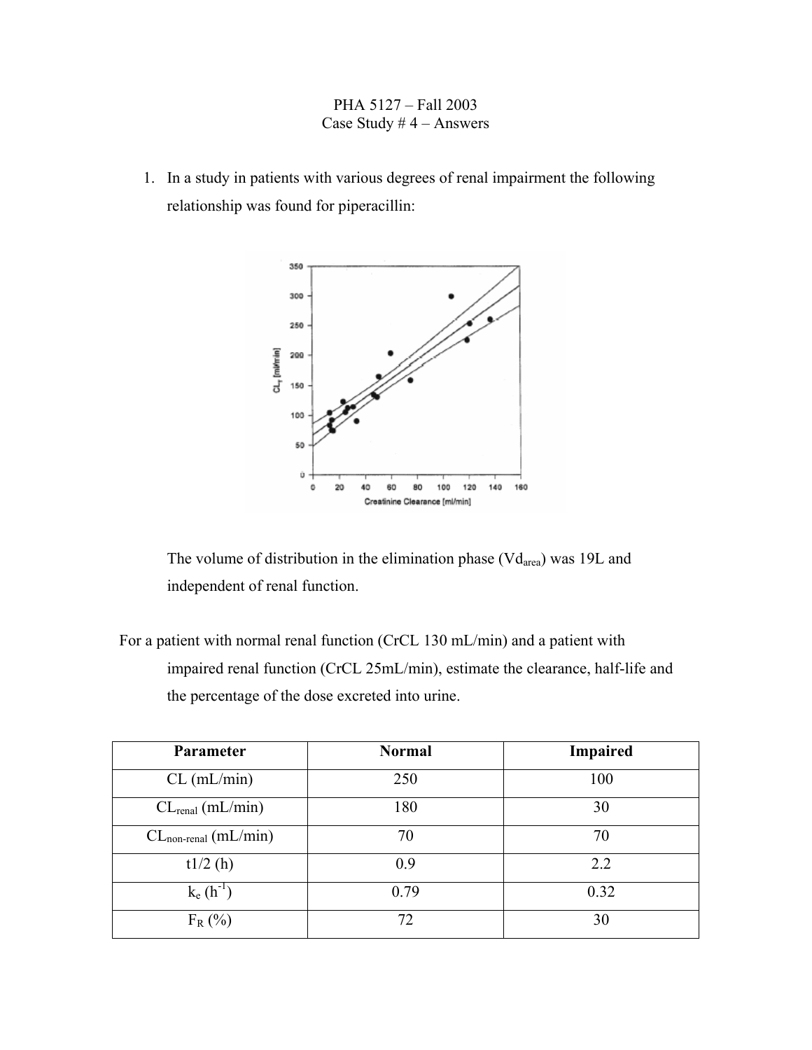PHA 5127 – Fall 2003
Case Study # 4 – Answers

1. In a study in patients with various degrees of renal impairment the following relationship was found for piperacillin:

The volume of distribution in the elimination phase ($Vd_{area}$) was 19L and independent of renal function.

For a patient with normal renal function (CrCL 130 mL/min) and a patient with impaired renal function (CrCL 25mL/min), estimate the clearance, half-life and the percentage of the dose excreted into urine.

| Parameter | Normal | Impaired |
|---|---|---|
| CL (mL/min) | 250 | 100 |
| $CL_{renal}$ (mL/min) | 180 | 30 |
| $CL_{non\text{-}renal}$ (mL/min) | 70 | 70 |
| t1/2 (h) | 0.9 | 2.2 |
| $k_e$ ($h^{-1}$) | 0.79 | 0.32 |
| $F_R$ (%) | 72 | 30 |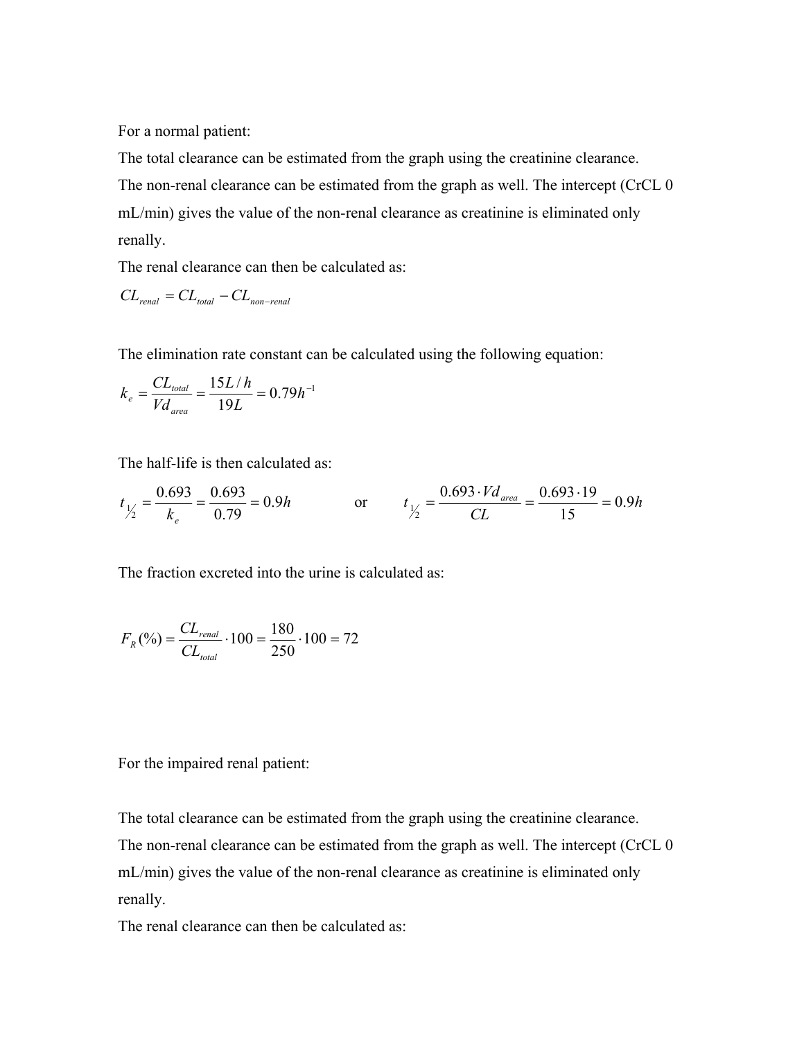For a normal patient:

The total clearance can be estimated from the graph using the creatinine clearance.

The non-renal clearance can be estimated from the graph as well. The intercept (CrCL 0 mL/min) gives the value of the non-renal clearance as creatinine is eliminated only renally.

The renal clearance can then be calculated as:

$$CL_{renal} = CL_{total} - CL_{non-renal}$$

The elimination rate constant can be calculated using the following equation:

$$k_e = \frac{CL_{total}}{Vd_{area}} = \frac{15L/h}{19L} = 0.79h^{-1}$$

The half-life is then calculated as:

$$t_{1/2} = \frac{0.693}{k_e} = \frac{0.693}{0.79} = 0.9h \qquad \text{or} \qquad t_{1/2} = \frac{0.693 \cdot Vd_{area}}{CL} = \frac{0.693 \cdot 19}{15} = 0.9h$$

The fraction excreted into the urine is calculated as:

$$F_R(\%) = \frac{CL_{renal}}{CL_{total}} \cdot 100 = \frac{180}{250} \cdot 100 = 72$$

For the impaired renal patient:

The total clearance can be estimated from the graph using the creatinine clearance.

The non-renal clearance can be estimated from the graph as well. The intercept (CrCL 0 mL/min) gives the value of the non-renal clearance as creatinine is eliminated only renally.

The renal clearance can then be calculated as: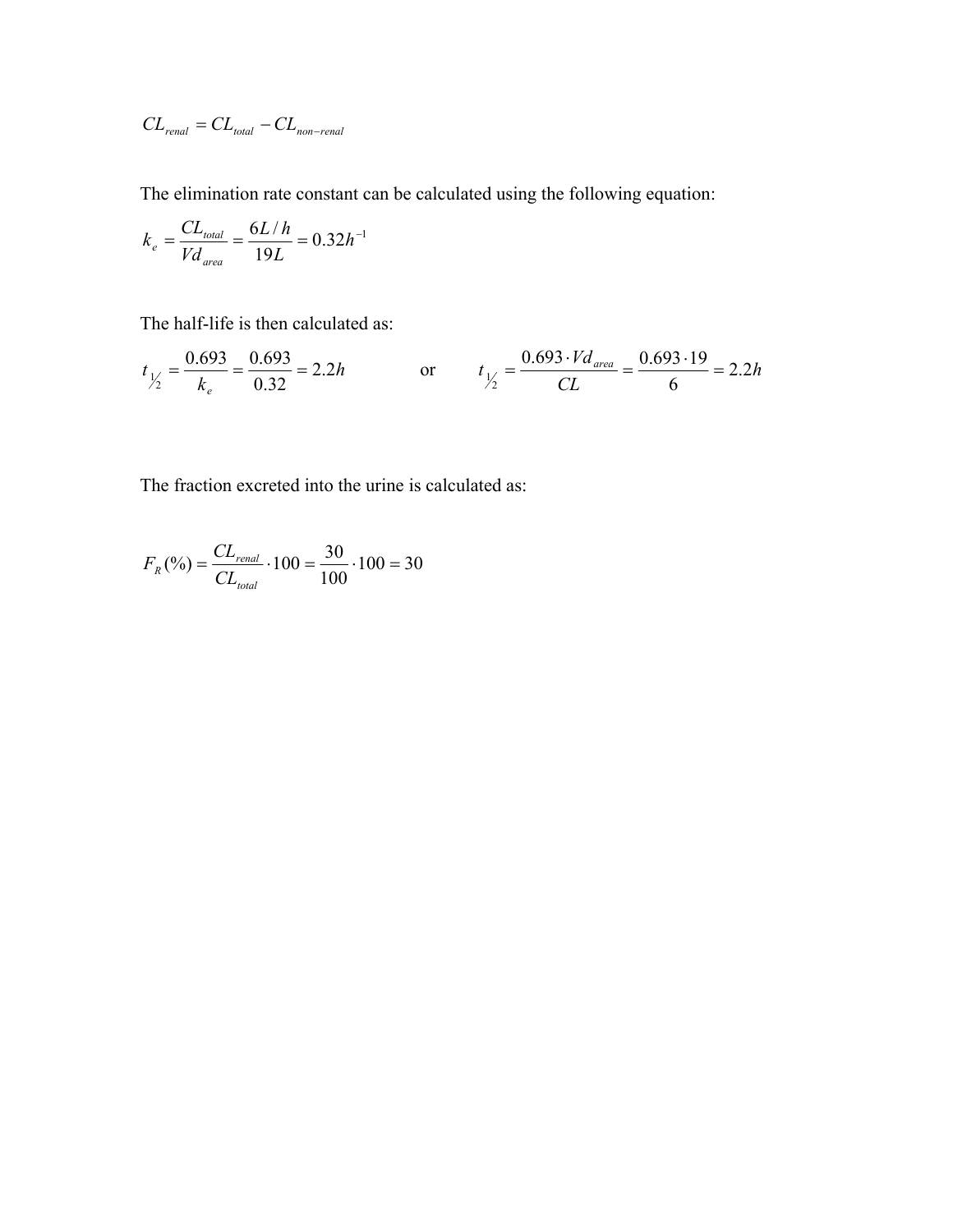$$CL_{renal} = CL_{total} - CL_{non-renal}$$

The elimination rate constant can be calculated using the following equation:

$$k_e = \frac{CL_{total}}{Vd_{area}} = \frac{6L/h}{19L} = 0.32h^{-1}$$

The half-life is then calculated as:

$$t_{1/2} = \frac{0.693}{k_e} = \frac{0.693}{0.32} = 2.2h \qquad \text{or} \qquad t_{1/2} = \frac{0.693 \cdot Vd_{area}}{CL} = \frac{0.693 \cdot 19}{6} = 2.2h$$

The fraction excreted into the urine is calculated as:

$$F_R(\%) = \frac{CL_{renal}}{CL_{total}} \cdot 100 = \frac{30}{100} \cdot 100 = 30$$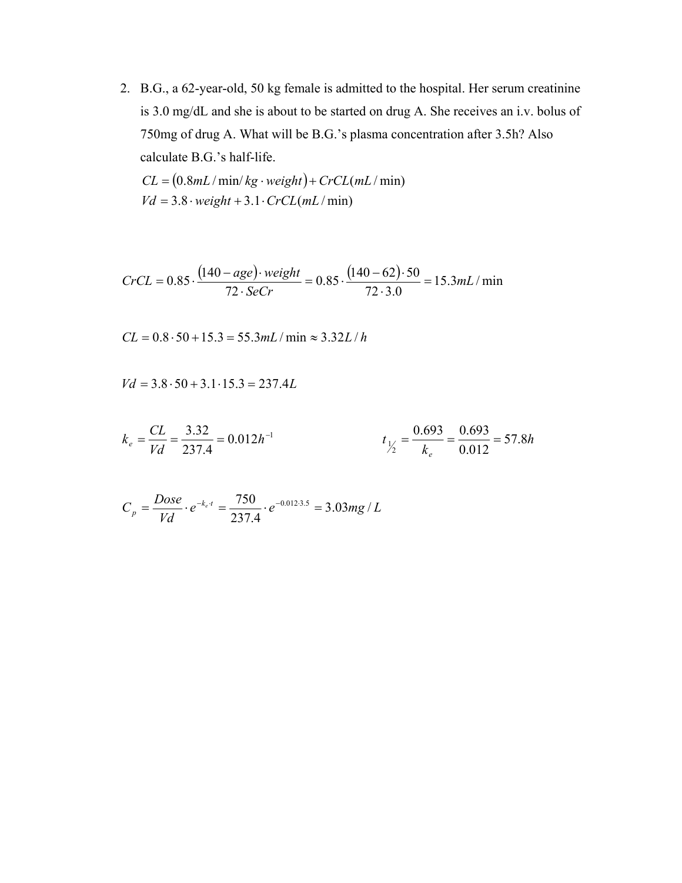2. B.G., a 62-year-old, 50 kg female is admitted to the hospital. Her serum creatinine is 3.0 mg/dL and she is about to be started on drug A. She receives an i.v. bolus of 750mg of drug A. What will be B.G.'s plasma concentration after 3.5h? Also calculate B.G.'s half-life.

$$CL = (0.8 mL/\min/kg \cdot weight) + CrCL(mL/\min)$$

$$Vd = 3.8 \cdot weight + 3.1 \cdot CrCL(mL/\min)$$

$$CrCL = 0.85 \cdot \frac{(140 - age) \cdot weight}{72 \cdot SeCr} = 0.85 \cdot \frac{(140 - 62) \cdot 50}{72 \cdot 3.0} = 15.3 mL/\min$$

$$CL = 0.8 \cdot 50 + 15.3 = 55.3 mL/\min \approx 3.32 L/h$$

$$Vd = 3.8 \cdot 50 + 3.1 \cdot 15.3 = 237.4 L$$

$$k_e = \frac{CL}{Vd} = \frac{3.32}{237.4} = 0.012 h^{-1}$$

$$t_{1/2} = \frac{0.693}{k_e} = \frac{0.693}{0.012} = 57.8 h$$

$$C_p = \frac{Dose}{Vd} \cdot e^{-k_e \cdot t} = \frac{750}{237.4} \cdot e^{-0.012 \cdot 3.5} = 3.03 mg/L$$